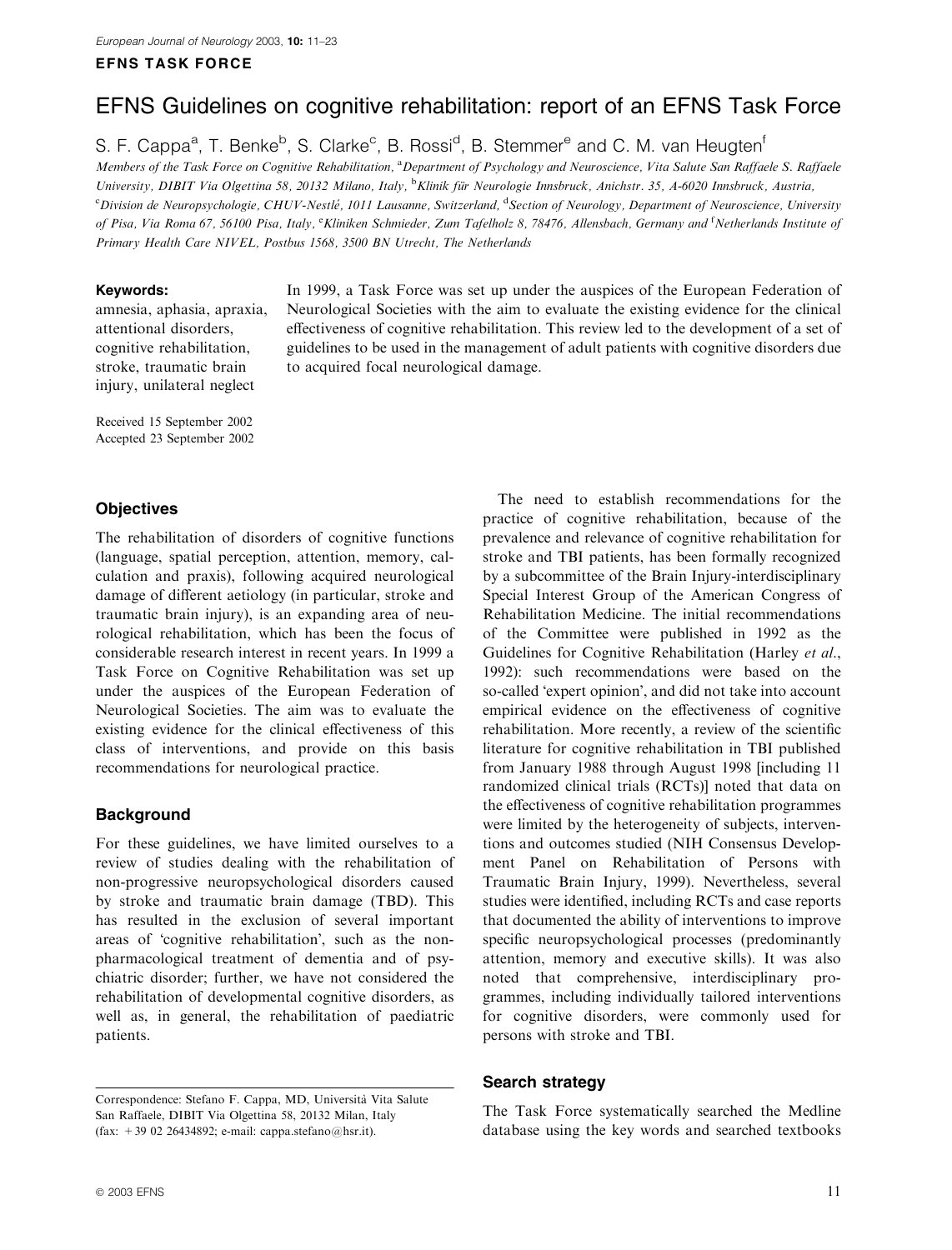## EFNS TASK FORCE

# EFNS Guidelines on cognitive rehabilitation: report of an EFNS Task Force

S. F. Cappa[a], T. Benke[b], S. Clarke[c], B. Rossi[d], B. Stemmer[e] and C. M. van Heugten[f]

*Members of the Task Force on Cognitive Rehabilitation,* [a]*Department of Psychology and Neuroscience, Vita Salute San Raffaele S. Raffaele University, DIBIT Via Olgettina 58, 20132 Milano, Italy,* [b]*Klinik für Neurologie Innsbruck, Anichstr. 35, A-6020 Innsbruck, Austria,* [c]*Division de Neuropsychologie, CHUV-Nestlé, 1011 Lausanne, Switzerland,* [d]*Section of Neurology, Department of Neuroscience, University of Pisa, Via Roma 67, 56100 Pisa, Italy,* [e]*Kliniken Schmieder, Zum Tafelholz 8, 78476, Allensbach, Germany and* [f]*Netherlands Institute of Primary Health Care NIVEL, Postbus 1568, 3500 BN Utrecht, The Netherlands*

**Keywords:**
amnesia, aphasia, apraxia, attentional disorders, cognitive rehabilitation, stroke, traumatic brain injury, unilateral neglect

Received 15 September 2002
Accepted 23 September 2002

In 1999, a Task Force was set up under the auspices of the European Federation of Neurological Societies with the aim to evaluate the existing evidence for the clinical effectiveness of cognitive rehabilitation. This review led to the development of a set of guidelines to be used in the management of adult patients with cognitive disorders due to acquired focal neurological damage.

## Objectives

The rehabilitation of disorders of cognitive functions (language, spatial perception, attention, memory, calculation and praxis), following acquired neurological damage of different aetiology (in particular, stroke and traumatic brain injury), is an expanding area of neurological rehabilitation, which has been the focus of considerable research interest in recent years. In 1999 a Task Force on Cognitive Rehabilitation was set up under the auspices of the European Federation of Neurological Societies. The aim was to evaluate the existing evidence for the clinical effectiveness of this class of interventions, and provide on this basis recommendations for neurological practice.

## Background

For these guidelines, we have limited ourselves to a review of studies dealing with the rehabilitation of non-progressive neuropsychological disorders caused by stroke and traumatic brain damage (TBD). This has resulted in the exclusion of several important areas of 'cognitive rehabilitation', such as the non-pharmacological treatment of dementia and of psychiatric disorder; further, we have not considered the rehabilitation of developmental cognitive disorders, as well as, in general, the rehabilitation of paediatric patients.

The need to establish recommendations for the practice of cognitive rehabilitation, because of the prevalence and relevance of cognitive rehabilitation for stroke and TBI patients, has been formally recognized by a subcommittee of the Brain Injury-interdisciplinary Special Interest Group of the American Congress of Rehabilitation Medicine. The initial recommendations of the Committee were published in 1992 as the Guidelines for Cognitive Rehabilitation (Harley *et al.*, 1992): such recommendations were based on the so-called 'expert opinion', and did not take into account empirical evidence on the effectiveness of cognitive rehabilitation. More recently, a review of the scientific literature for cognitive rehabilitation in TBI published from January 1988 through August 1998 [including 11 randomized clinical trials (RCTs)] noted that data on the effectiveness of cognitive rehabilitation programmes were limited by the heterogeneity of subjects, interventions and outcomes studied (NIH Consensus Development Panel on Rehabilitation of Persons with Traumatic Brain Injury, 1999). Nevertheless, several studies were identified, including RCTs and case reports that documented the ability of interventions to improve specific neuropsychological processes (predominantly attention, memory and executive skills). It was also noted that comprehensive, interdisciplinary programmes, including individually tailored interventions for cognitive disorders, were commonly used for persons with stroke and TBI.

## Search strategy

The Task Force systematically searched the Medline database using the key words and searched textbooks

Correspondence: Stefano F. Cappa, MD, Università Vita Salute San Raffaele, DIBIT Via Olgettina 58, 20132 Milan, Italy (fax: +39 02 26434892; e-mail: cappa.stefano@hsr.it).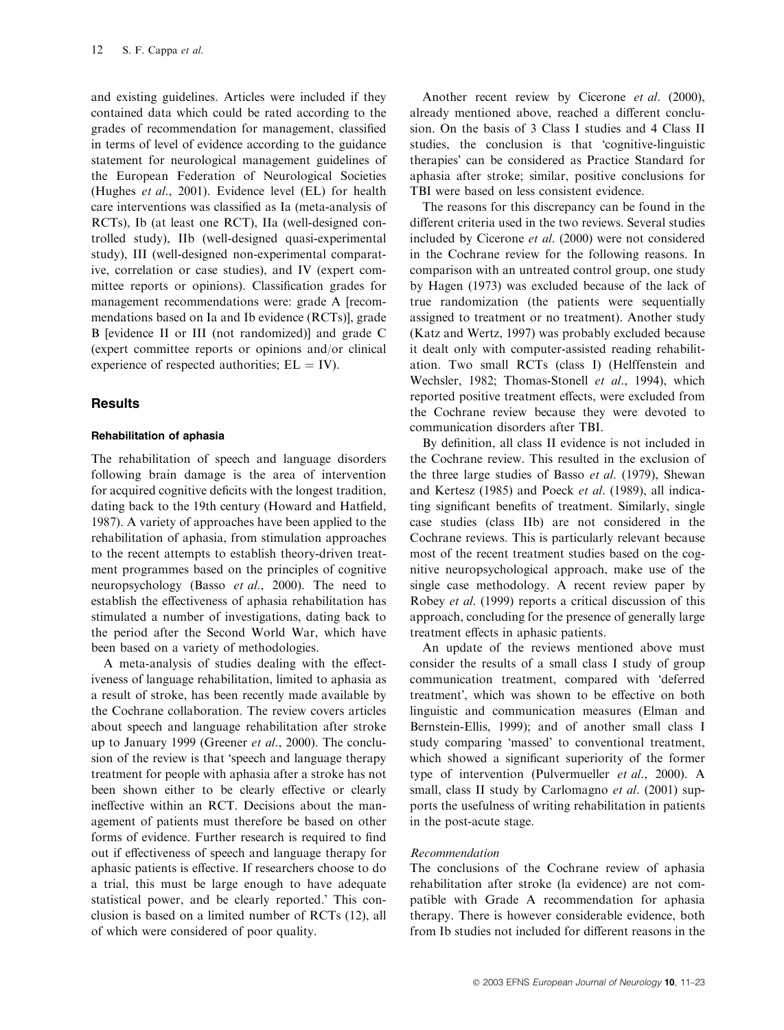and existing guidelines. Articles were included if they contained data which could be rated according to the grades of recommendation for management, classified in terms of level of evidence according to the guidance statement for neurological management guidelines of the European Federation of Neurological Societies (Hughes *et al*., 2001). Evidence level (EL) for health care interventions was classified as Ia (meta-analysis of RCTs), Ib (at least one RCT), IIa (well-designed controlled study), IIb (well-designed quasi-experimental study), III (well-designed non-experimental comparative, correlation or case studies), and IV (expert committee reports or opinions). Classification grades for management recommendations were: grade A [recommendations based on Ia and Ib evidence (RCTs)], grade B [evidence II or III (not randomized)] and grade C (expert committee reports or opinions and/or clinical experience of respected authorities; EL = IV).

## Results

### Rehabilitation of aphasia

The rehabilitation of speech and language disorders following brain damage is the area of intervention for acquired cognitive deficits with the longest tradition, dating back to the 19th century (Howard and Hatfield, 1987). A variety of approaches have been applied to the rehabilitation of aphasia, from stimulation approaches to the recent attempts to establish theory-driven treatment programmes based on the principles of cognitive neuropsychology (Basso *et al*., 2000). The need to establish the effectiveness of aphasia rehabilitation has stimulated a number of investigations, dating back to the period after the Second World War, which have been based on a variety of methodologies.

A meta-analysis of studies dealing with the effectiveness of language rehabilitation, limited to aphasia as a result of stroke, has been recently made available by the Cochrane collaboration. The review covers articles about speech and language rehabilitation after stroke up to January 1999 (Greener *et al*., 2000). The conclusion of the review is that 'speech and language therapy treatment for people with aphasia after a stroke has not been shown either to be clearly effective or clearly ineffective within an RCT. Decisions about the management of patients must therefore be based on other forms of evidence. Further research is required to find out if effectiveness of speech and language therapy for aphasic patients is effective. If researchers choose to do a trial, this must be large enough to have adequate statistical power, and be clearly reported.' This conclusion is based on a limited number of RCTs (12), all of which were considered of poor quality.

Another recent review by Cicerone *et al*. (2000), already mentioned above, reached a different conclusion. On the basis of 3 Class I studies and 4 Class II studies, the conclusion is that 'cognitive-linguistic therapies' can be considered as Practice Standard for aphasia after stroke; similar, positive conclusions for TBI were based on less consistent evidence.

The reasons for this discrepancy can be found in the different criteria used in the two reviews. Several studies included by Cicerone *et al*. (2000) were not considered in the Cochrane review for the following reasons. In comparison with an untreated control group, one study by Hagen (1973) was excluded because of the lack of true randomization (the patients were sequentially assigned to treatment or no treatment). Another study (Katz and Wertz, 1997) was probably excluded because it dealt only with computer-assisted reading rehabilitation. Two small RCTs (class I) (Helffenstein and Wechsler, 1982; Thomas-Stonell *et al*., 1994), which reported positive treatment effects, were excluded from the Cochrane review because they were devoted to communication disorders after TBI.

By definition, all class II evidence is not included in the Cochrane review. This resulted in the exclusion of the three large studies of Basso *et al*. (1979), Shewan and Kertesz (1985) and Poeck *et al*. (1989), all indicating significant benefits of treatment. Similarly, single case studies (class IIb) are not considered in the Cochrane reviews. This is particularly relevant because most of the recent treatment studies based on the cognitive neuropsychological approach, make use of the single case methodology. A recent review paper by Robey *et al*. (1999) reports a critical discussion of this approach, concluding for the presence of generally large treatment effects in aphasic patients.

An update of the reviews mentioned above must consider the results of a small class I study of group communication treatment, compared with 'deferred treatment', which was shown to be effective on both linguistic and communication measures (Elman and Bernstein-Ellis, 1999); and of another small class I study comparing 'massed' to conventional treatment, which showed a significant superiority of the former type of intervention (Pulvermueller *et al*., 2000). A small, class II study by Carlomagno *et al*. (2001) supports the usefulness of writing rehabilitation in patients in the post-acute stage.

#### *Recommendation*

The conclusions of the Cochrane review of aphasia rehabilitation after stroke (Ia evidence) are not compatible with Grade A recommendation for aphasia therapy. There is however considerable evidence, both from Ib studies not included for different reasons in the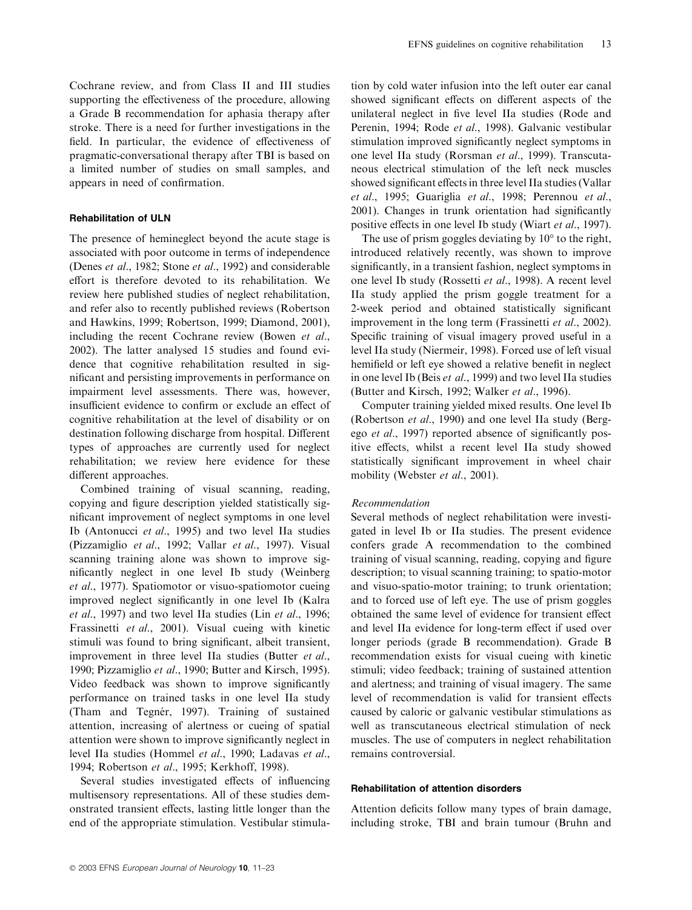Cochrane review, and from Class II and III studies supporting the effectiveness of the procedure, allowing a Grade B recommendation for aphasia therapy after stroke. There is a need for further investigations in the field. In particular, the evidence of effectiveness of pragmatic-conversational therapy after TBI is based on a limited number of studies on small samples, and appears in need of confirmation.

### Rehabilitation of ULN

The presence of hemineglect beyond the acute stage is associated with poor outcome in terms of independence (Denes *et al*., 1982; Stone *et al*., 1992) and considerable effort is therefore devoted to its rehabilitation. We review here published studies of neglect rehabilitation, and refer also to recently published reviews (Robertson and Hawkins, 1999; Robertson, 1999; Diamond, 2001), including the recent Cochrane review (Bowen *et al*., 2002). The latter analysed 15 studies and found evidence that cognitive rehabilitation resulted in significant and persisting improvements in performance on impairment level assessments. There was, however, insufficient evidence to confirm or exclude an effect of cognitive rehabilitation at the level of disability or on destination following discharge from hospital. Different types of approaches are currently used for neglect rehabilitation; we review here evidence for these different approaches.

Combined training of visual scanning, reading, copying and figure description yielded statistically significant improvement of neglect symptoms in one level Ib (Antonucci *et al*., 1995) and two level IIa studies (Pizzamiglio *et al*., 1992; Vallar *et al*., 1997). Visual scanning training alone was shown to improve significantly neglect in one level Ib study (Weinberg *et al*., 1977). Spatiomotor or visuo-spatiomotor cueing improved neglect significantly in one level Ib (Kalra *et al*., 1997) and two level IIa studies (Lin *et al*., 1996; Frassinetti *et al*., 2001). Visual cueing with kinetic stimuli was found to bring significant, albeit transient, improvement in three level IIa studies (Butter *et al*., 1990; Pizzamiglio *et al*., 1990; Butter and Kirsch, 1995). Video feedback was shown to improve significantly performance on trained tasks in one level IIa study (Tham and Tegnér, 1997). Training of sustained attention, increasing of alertness or cueing of spatial attention were shown to improve significantly neglect in level IIa studies (Hommel *et al*., 1990; Ladavas *et al*., 1994; Robertson *et al*., 1995; Kerkhoff, 1998).

Several studies investigated effects of influencing multisensory representations. All of these studies demonstrated transient effects, lasting little longer than the end of the appropriate stimulation. Vestibular stimulation by cold water infusion into the left outer ear canal showed significant effects on different aspects of the unilateral neglect in five level IIa studies (Rode and Perenin, 1994; Rode *et al*., 1998). Galvanic vestibular stimulation improved significantly neglect symptoms in one level IIa study (Rorsman *et al*., 1999). Transcutaneous electrical stimulation of the left neck muscles showed significant effects in three level IIa studies (Vallar *et al*., 1995; Guariglia *et al*., 1998; Perennou *et al*., 2001). Changes in trunk orientation had significantly positive effects in one level Ib study (Wiart *et al*., 1997).

The use of prism goggles deviating by 10° to the right, introduced relatively recently, was shown to improve significantly, in a transient fashion, neglect symptoms in one level Ib study (Rossetti *et al*., 1998). A recent level IIa study applied the prism goggle treatment for a 2-week period and obtained statistically significant improvement in the long term (Frassinetti *et al*., 2002). Specific training of visual imagery proved useful in a level IIa study (Niermeir, 1998). Forced use of left visual hemifield or left eye showed a relative benefit in neglect in one level Ib (Beis *et al*., 1999) and two level IIa studies (Butter and Kirsch, 1992; Walker *et al*., 1996).

Computer training yielded mixed results. One level Ib (Robertson *et al*., 1990) and one level IIa study (Bergego *et al*., 1997) reported absence of significantly positive effects, whilst a recent level IIa study showed statistically significant improvement in wheel chair mobility (Webster *et al*., 2001).

#### *Recommendation*

Several methods of neglect rehabilitation were investigated in level Ib or IIa studies. The present evidence confers grade A recommendation to the combined training of visual scanning, reading, copying and figure description; to visual scanning training; to spatio-motor and visuo-spatio-motor training; to trunk orientation; and to forced use of left eye. The use of prism goggles obtained the same level of evidence for transient effect and level IIa evidence for long-term effect if used over longer periods (grade B recommendation). Grade B recommendation exists for visual cueing with kinetic stimuli; video feedback; training of sustained attention and alertness; and training of visual imagery. The same level of recommendation is valid for transient effects caused by caloric or galvanic vestibular stimulations as well as transcutaneous electrical stimulation of neck muscles. The use of computers in neglect rehabilitation remains controversial.

### Rehabilitation of attention disorders

Attention deficits follow many types of brain damage, including stroke, TBI and brain tumour (Bruhn and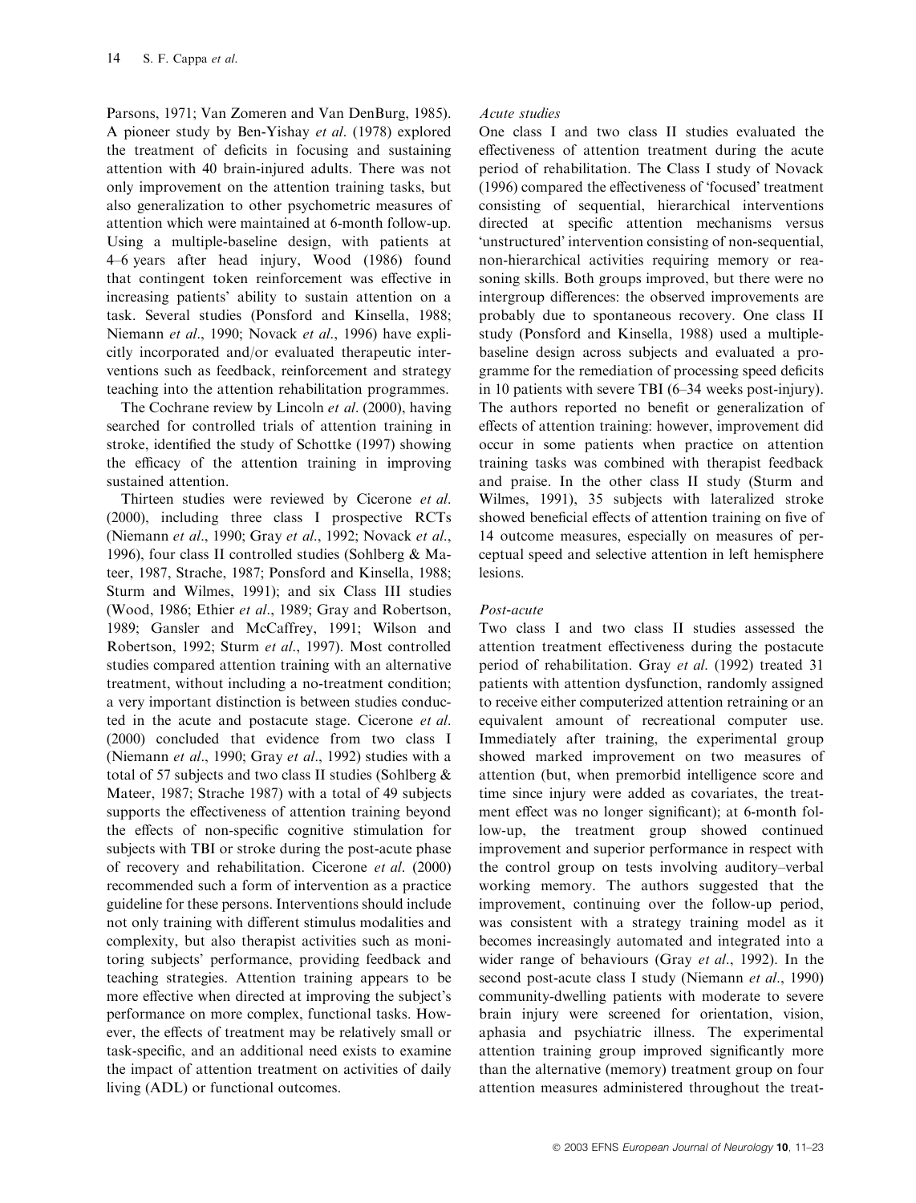Parsons, 1971; Van Zomeren and Van DenBurg, 1985). A pioneer study by Ben-Yishay *et al*. (1978) explored the treatment of deficits in focusing and sustaining attention with 40 brain-injured adults. There was not only improvement on the attention training tasks, but also generalization to other psychometric measures of attention which were maintained at 6-month follow-up. Using a multiple-baseline design, with patients at 4–6 years after head injury, Wood (1986) found that contingent token reinforcement was effective in increasing patients' ability to sustain attention on a task. Several studies (Ponsford and Kinsella, 1988; Niemann *et al*., 1990; Novack *et al*., 1996) have explicitly incorporated and/or evaluated therapeutic interventions such as feedback, reinforcement and strategy teaching into the attention rehabilitation programmes.

The Cochrane review by Lincoln *et al*. (2000), having searched for controlled trials of attention training in stroke, identified the study of Schottke (1997) showing the efficacy of the attention training in improving sustained attention.

Thirteen studies were reviewed by Cicerone *et al*. (2000), including three class I prospective RCTs (Niemann *et al*., 1990; Gray *et al*., 1992; Novack *et al*., 1996), four class II controlled studies (Sohlberg & Mateer, 1987, Strache, 1987; Ponsford and Kinsella, 1988; Sturm and Wilmes, 1991); and six Class III studies (Wood, 1986; Ethier *et al*., 1989; Gray and Robertson, 1989; Gansler and McCaffrey, 1991; Wilson and Robertson, 1992; Sturm *et al*., 1997). Most controlled studies compared attention training with an alternative treatment, without including a no-treatment condition; a very important distinction is between studies conducted in the acute and postacute stage. Cicerone *et al*. (2000) concluded that evidence from two class I (Niemann *et al*., 1990; Gray *et al*., 1992) studies with a total of 57 subjects and two class II studies (Sohlberg & Mateer, 1987; Strache 1987) with a total of 49 subjects supports the effectiveness of attention training beyond the effects of non-specific cognitive stimulation for subjects with TBI or stroke during the post-acute phase of recovery and rehabilitation. Cicerone *et al*. (2000) recommended such a form of intervention as a practice guideline for these persons. Interventions should include not only training with different stimulus modalities and complexity, but also therapist activities such as monitoring subjects' performance, providing feedback and teaching strategies. Attention training appears to be more effective when directed at improving the subject's performance on more complex, functional tasks. However, the effects of treatment may be relatively small or task-specific, and an additional need exists to examine the impact of attention treatment on activities of daily living (ADL) or functional outcomes.

*Acute studies*

One class I and two class II studies evaluated the effectiveness of attention treatment during the acute period of rehabilitation. The Class I study of Novack (1996) compared the effectiveness of 'focused' treatment consisting of sequential, hierarchical interventions directed at specific attention mechanisms versus 'unstructured' intervention consisting of non-sequential, non-hierarchical activities requiring memory or reasoning skills. Both groups improved, but there were no intergroup differences: the observed improvements are probably due to spontaneous recovery. One class II study (Ponsford and Kinsella, 1988) used a multiple-baseline design across subjects and evaluated a programme for the remediation of processing speed deficits in 10 patients with severe TBI (6–34 weeks post-injury). The authors reported no benefit or generalization of effects of attention training: however, improvement did occur in some patients when practice on attention training tasks was combined with therapist feedback and praise. In the other class II study (Sturm and Wilmes, 1991), 35 subjects with lateralized stroke showed beneficial effects of attention training on five of 14 outcome measures, especially on measures of perceptual speed and selective attention in left hemisphere lesions.

*Post-acute*

Two class I and two class II studies assessed the attention treatment effectiveness during the postacute period of rehabilitation. Gray *et al*. (1992) treated 31 patients with attention dysfunction, randomly assigned to receive either computerized attention retraining or an equivalent amount of recreational computer use. Immediately after training, the experimental group showed marked improvement on two measures of attention (but, when premorbid intelligence score and time since injury were added as covariates, the treatment effect was no longer significant); at 6-month follow-up, the treatment group showed continued improvement and superior performance in respect with the control group on tests involving auditory–verbal working memory. The authors suggested that the improvement, continuing over the follow-up period, was consistent with a strategy training model as it becomes increasingly automated and integrated into a wider range of behaviours (Gray *et al*., 1992). In the second post-acute class I study (Niemann *et al*., 1990) community-dwelling patients with moderate to severe brain injury were screened for orientation, vision, aphasia and psychiatric illness. The experimental attention training group improved significantly more than the alternative (memory) treatment group on four attention measures administered throughout the treat-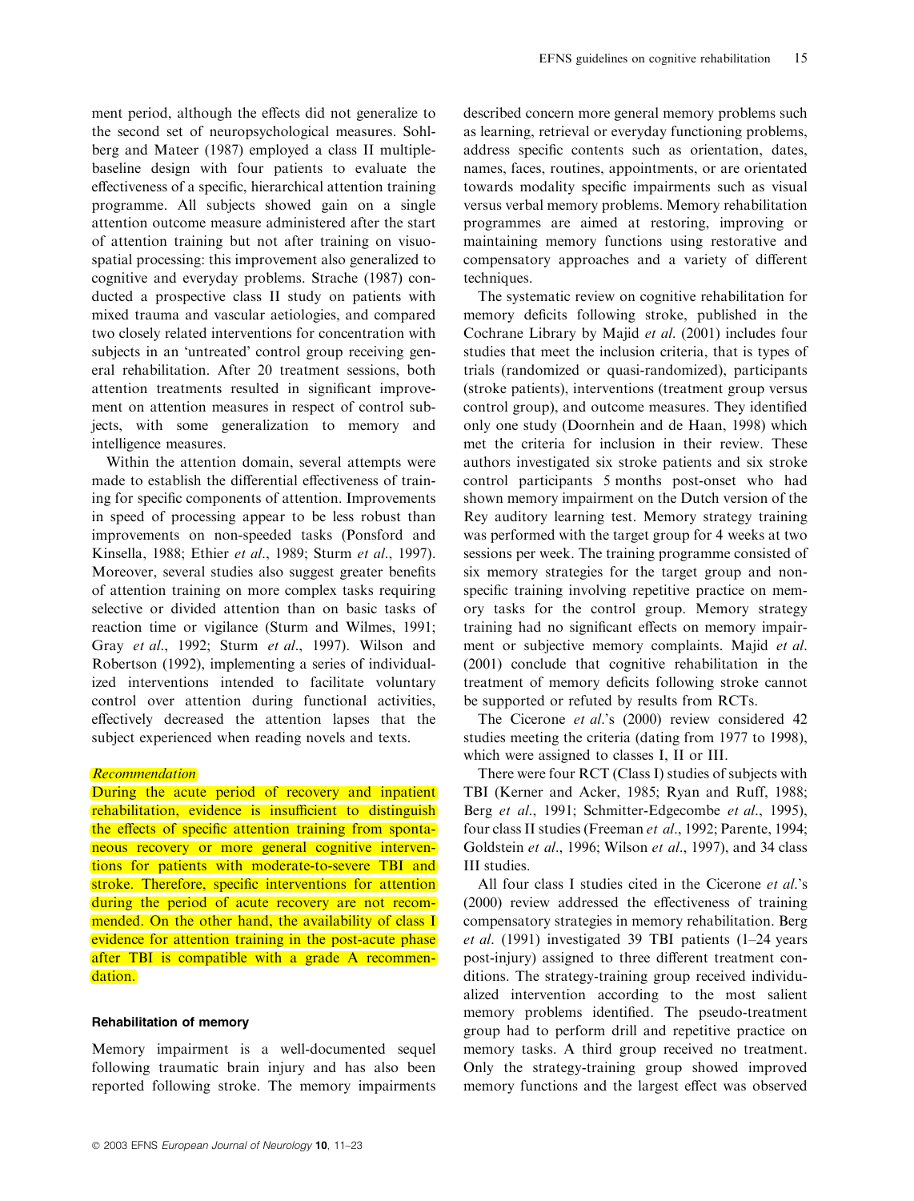ment period, although the effects did not generalize to the second set of neuropsychological measures. Sohlberg and Mateer (1987) employed a class II multiple-baseline design with four patients to evaluate the effectiveness of a specific, hierarchical attention training programme. All subjects showed gain on a single attention outcome measure administered after the start of attention training but not after training on visuospatial processing: this improvement also generalized to cognitive and everyday problems. Strache (1987) conducted a prospective class II study on patients with mixed trauma and vascular aetiologies, and compared two closely related interventions for concentration with subjects in an 'untreated' control group receiving general rehabilitation. After 20 treatment sessions, both attention treatments resulted in significant improvement on attention measures in respect of control subjects, with some generalization to memory and intelligence measures.

Within the attention domain, several attempts were made to establish the differential effectiveness of training for specific components of attention. Improvements in speed of processing appear to be less robust than improvements on non-speeded tasks (Ponsford and Kinsella, 1988; Ethier *et al*., 1989; Sturm *et al*., 1997). Moreover, several studies also suggest greater benefits of attention training on more complex tasks requiring selective or divided attention than on basic tasks of reaction time or vigilance (Sturm and Wilmes, 1991; Gray *et al*., 1992; Sturm *et al*., 1997). Wilson and Robertson (1992), implementing a series of individualized interventions intended to facilitate voluntary control over attention during functional activities, effectively decreased the attention lapses that the subject experienced when reading novels and texts.

*Recommendation*

During the acute period of recovery and inpatient rehabilitation, evidence is insufficient to distinguish the effects of specific attention training from spontaneous recovery or more general cognitive interventions for patients with moderate-to-severe TBI and stroke. Therefore, specific interventions for attention during the period of acute recovery are not recommended. On the other hand, the availability of class I evidence for attention training in the post-acute phase after TBI is compatible with a grade A recommendation.

### Rehabilitation of memory

Memory impairment is a well-documented sequel following traumatic brain injury and has also been reported following stroke. The memory impairments described concern more general memory problems such as learning, retrieval or everyday functioning problems, address specific contents such as orientation, dates, names, faces, routines, appointments, or are orientated towards modality specific impairments such as visual versus verbal memory problems. Memory rehabilitation programmes are aimed at restoring, improving or maintaining memory functions using restorative and compensatory approaches and a variety of different techniques.

The systematic review on cognitive rehabilitation for memory deficits following stroke, published in the Cochrane Library by Majid *et al*. (2001) includes four studies that meet the inclusion criteria, that is types of trials (randomized or quasi-randomized), participants (stroke patients), interventions (treatment group versus control group), and outcome measures. They identified only one study (Doornhein and de Haan, 1998) which met the criteria for inclusion in their review. These authors investigated six stroke patients and six stroke control participants 5 months post-onset who had shown memory impairment on the Dutch version of the Rey auditory learning test. Memory strategy training was performed with the target group for 4 weeks at two sessions per week. The training programme consisted of six memory strategies for the target group and non-specific training involving repetitive practice on memory tasks for the control group. Memory strategy training had no significant effects on memory impairment or subjective memory complaints. Majid *et al*. (2001) conclude that cognitive rehabilitation in the treatment of memory deficits following stroke cannot be supported or refuted by results from RCTs.

The Cicerone *et al*.'s (2000) review considered 42 studies meeting the criteria (dating from 1977 to 1998), which were assigned to classes I, II or III.

There were four RCT (Class I) studies of subjects with TBI (Kerner and Acker, 1985; Ryan and Ruff, 1988; Berg *et al*., 1991; Schmitter-Edgecombe *et al*., 1995), four class II studies (Freeman *et al*., 1992; Parente, 1994; Goldstein *et al*., 1996; Wilson *et al*., 1997), and 34 class III studies.

All four class I studies cited in the Cicerone *et al*.'s (2000) review addressed the effectiveness of training compensatory strategies in memory rehabilitation. Berg *et al*. (1991) investigated 39 TBI patients (1–24 years post-injury) assigned to three different treatment conditions. The strategy-training group received individualized intervention according to the most salient memory problems identified. The pseudo-treatment group had to perform drill and repetitive practice on memory tasks. A third group received no treatment. Only the strategy-training group showed improved memory functions and the largest effect was observed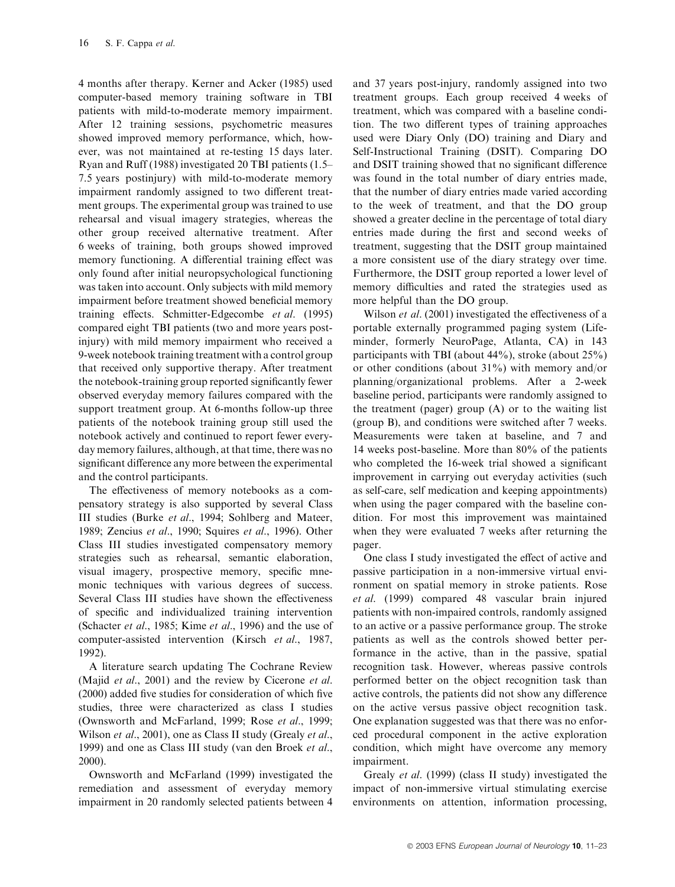4 months after therapy. Kerner and Acker (1985) used computer-based memory training software in TBI patients with mild-to-moderate memory impairment. After 12 training sessions, psychometric measures showed improved memory performance, which, however, was not maintained at re-testing 15 days later. Ryan and Ruff (1988) investigated 20 TBI patients (1.5–7.5 years postinjury) with mild-to-moderate memory impairment randomly assigned to two different treatment groups. The experimental group was trained to use rehearsal and visual imagery strategies, whereas the other group received alternative treatment. After 6 weeks of training, both groups showed improved memory functioning. A differential training effect was only found after initial neuropsychological functioning was taken into account. Only subjects with mild memory impairment before treatment showed beneficial memory training effects. Schmitter-Edgecombe *et al*. (1995) compared eight TBI patients (two and more years post-injury) with mild memory impairment who received a 9-week notebook training treatment with a control group that received only supportive therapy. After treatment the notebook-training group reported significantly fewer observed everyday memory failures compared with the support treatment group. At 6-months follow-up three patients of the notebook training group still used the notebook actively and continued to report fewer everyday memory failures, although, at that time, there was no significant difference any more between the experimental and the control participants.

The effectiveness of memory notebooks as a compensatory strategy is also supported by several Class III studies (Burke *et al*., 1994; Sohlberg and Mateer, 1989; Zencius *et al*., 1990; Squires *et al*., 1996). Other Class III studies investigated compensatory memory strategies such as rehearsal, semantic elaboration, visual imagery, prospective memory, specific mnemonic techniques with various degrees of success. Several Class III studies have shown the effectiveness of specific and individualized training intervention (Schacter *et al*., 1985; Kime *et al*., 1996) and the use of computer-assisted intervention (Kirsch *et al*., 1987, 1992).

A literature search updating The Cochrane Review (Majid *et al*., 2001) and the review by Cicerone *et al*. (2000) added five studies for consideration of which five studies, three were characterized as class I studies (Ownsworth and McFarland, 1999; Rose *et al*., 1999; Wilson *et al*., 2001), one as Class II study (Grealy *et al*., 1999) and one as Class III study (van den Broek *et al*., 2000).

Ownsworth and McFarland (1999) investigated the remediation and assessment of everyday memory impairment in 20 randomly selected patients between 4 and 37 years post-injury, randomly assigned into two treatment groups. Each group received 4 weeks of treatment, which was compared with a baseline condition. The two different types of training approaches used were Diary Only (DO) training and Diary and Self-Instructional Training (DSIT). Comparing DO and DSIT training showed that no significant difference was found in the total number of diary entries made, that the number of diary entries made varied according to the week of treatment, and that the DO group showed a greater decline in the percentage of total diary entries made during the first and second weeks of treatment, suggesting that the DSIT group maintained a more consistent use of the diary strategy over time. Furthermore, the DSIT group reported a lower level of memory difficulties and rated the strategies used as more helpful than the DO group.

Wilson *et al*. (2001) investigated the effectiveness of a portable externally programmed paging system (Lifeminder, formerly NeuroPage, Atlanta, CA) in 143 participants with TBI (about 44%), stroke (about 25%) or other conditions (about 31%) with memory and/or planning/organizational problems. After a 2-week baseline period, participants were randomly assigned to the treatment (pager) group (A) or to the waiting list (group B), and conditions were switched after 7 weeks. Measurements were taken at baseline, and 7 and 14 weeks post-baseline. More than 80% of the patients who completed the 16-week trial showed a significant improvement in carrying out everyday activities (such as self-care, self medication and keeping appointments) when using the pager compared with the baseline condition. For most this improvement was maintained when they were evaluated 7 weeks after returning the pager.

One class I study investigated the effect of active and passive participation in a non-immersive virtual environment on spatial memory in stroke patients. Rose *et al*. (1999) compared 48 vascular brain injured patients with non-impaired controls, randomly assigned to an active or a passive performance group. The stroke patients as well as the controls showed better performance in the active, than in the passive, spatial recognition task. However, whereas passive controls performed better on the object recognition task than active controls, the patients did not show any difference on the active versus passive object recognition task. One explanation suggested was that there was no enforced procedural component in the active exploration condition, which might have overcome any memory impairment.

Grealy *et al*. (1999) (class II study) investigated the impact of non-immersive virtual stimulating exercise environments on attention, information processing,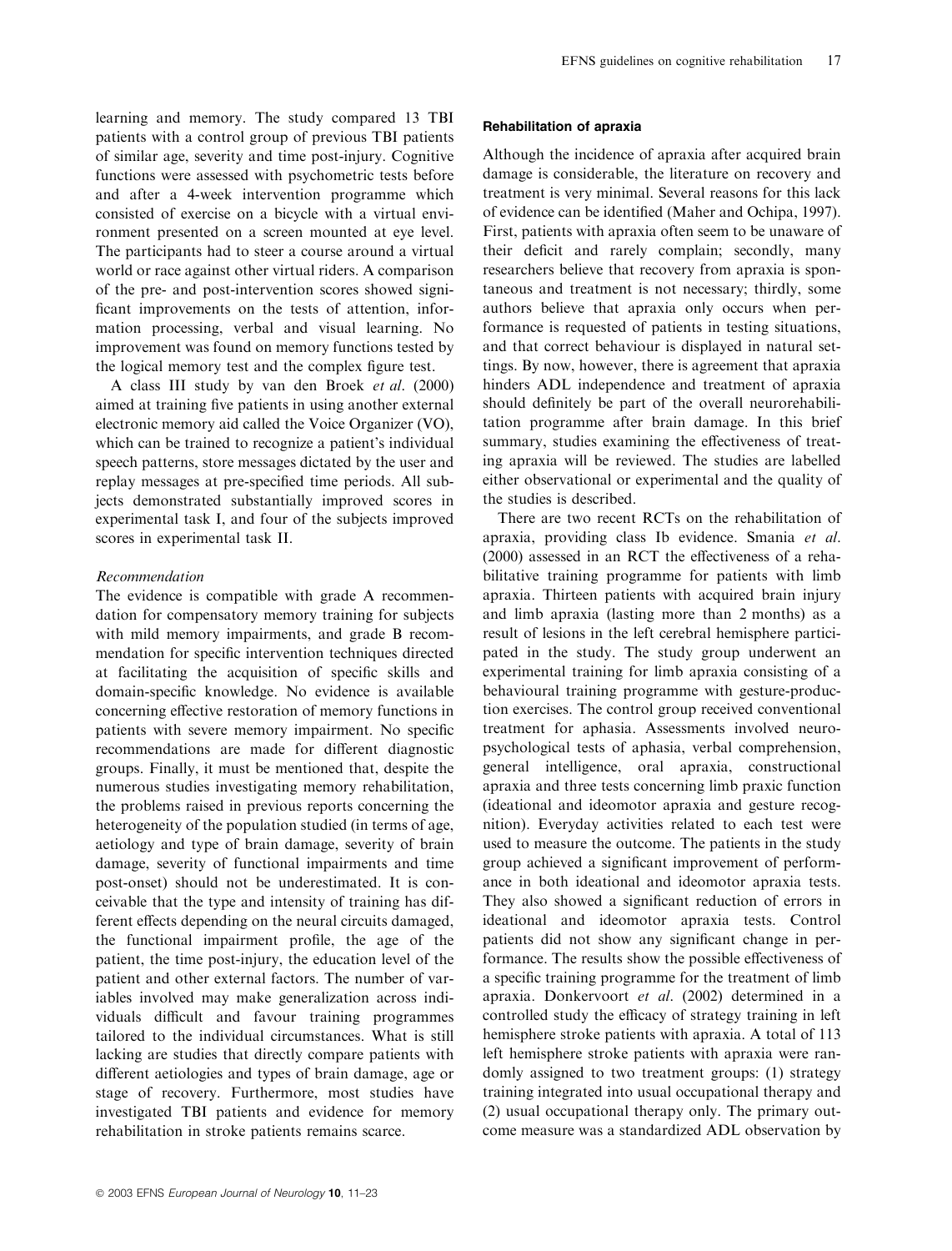learning and memory. The study compared 13 TBI patients with a control group of previous TBI patients of similar age, severity and time post-injury. Cognitive functions were assessed with psychometric tests before and after a 4-week intervention programme which consisted of exercise on a bicycle with a virtual environment presented on a screen mounted at eye level. The participants had to steer a course around a virtual world or race against other virtual riders. A comparison of the pre- and post-intervention scores showed significant improvements on the tests of attention, information processing, verbal and visual learning. No improvement was found on memory functions tested by the logical memory test and the complex figure test.

A class III study by van den Broek *et al*. (2000) aimed at training five patients in using another external electronic memory aid called the Voice Organizer (VO), which can be trained to recognize a patient's individual speech patterns, store messages dictated by the user and replay messages at pre-specified time periods. All subjects demonstrated substantially improved scores in experimental task I, and four of the subjects improved scores in experimental task II.

*Recommendation*

The evidence is compatible with grade A recommendation for compensatory memory training for subjects with mild memory impairments, and grade B recommendation for specific intervention techniques directed at facilitating the acquisition of specific skills and domain-specific knowledge. No evidence is available concerning effective restoration of memory functions in patients with severe memory impairment. No specific recommendations are made for different diagnostic groups. Finally, it must be mentioned that, despite the numerous studies investigating memory rehabilitation, the problems raised in previous reports concerning the heterogeneity of the population studied (in terms of age, aetiology and type of brain damage, severity of brain damage, severity of functional impairments and time post-onset) should not be underestimated. It is conceivable that the type and intensity of training has different effects depending on the neural circuits damaged, the functional impairment profile, the age of the patient, the time post-injury, the education level of the patient and other external factors. The number of variables involved may make generalization across individuals difficult and favour training programmes tailored to the individual circumstances. What is still lacking are studies that directly compare patients with different aetiologies and types of brain damage, age or stage of recovery. Furthermore, most studies have investigated TBI patients and evidence for memory rehabilitation in stroke patients remains scarce.

### Rehabilitation of apraxia

Although the incidence of apraxia after acquired brain damage is considerable, the literature on recovery and treatment is very minimal. Several reasons for this lack of evidence can be identified (Maher and Ochipa, 1997). First, patients with apraxia often seem to be unaware of their deficit and rarely complain; secondly, many researchers believe that recovery from apraxia is spontaneous and treatment is not necessary; thirdly, some authors believe that apraxia only occurs when performance is requested of patients in testing situations, and that correct behaviour is displayed in natural settings. By now, however, there is agreement that apraxia hinders ADL independence and treatment of apraxia should definitely be part of the overall neurorehabilitation programme after brain damage. In this brief summary, studies examining the effectiveness of treating apraxia will be reviewed. The studies are labelled either observational or experimental and the quality of the studies is described.

There are two recent RCTs on the rehabilitation of apraxia, providing class Ib evidence. Smania *et al*. (2000) assessed in an RCT the effectiveness of a rehabilitative training programme for patients with limb apraxia. Thirteen patients with acquired brain injury and limb apraxia (lasting more than 2 months) as a result of lesions in the left cerebral hemisphere participated in the study. The study group underwent an experimental training for limb apraxia consisting of a behavioural training programme with gesture-production exercises. The control group received conventional treatment for aphasia. Assessments involved neuropsychological tests of aphasia, verbal comprehension, general intelligence, oral apraxia, constructional apraxia and three tests concerning limb praxic function (ideational and ideomotor apraxia and gesture recognition). Everyday activities related to each test were used to measure the outcome. The patients in the study group achieved a significant improvement of performance in both ideational and ideomotor apraxia tests. They also showed a significant reduction of errors in ideational and ideomotor apraxia tests. Control patients did not show any significant change in performance. The results show the possible effectiveness of a specific training programme for the treatment of limb apraxia. Donkervoort *et al*. (2002) determined in a controlled study the efficacy of strategy training in left hemisphere stroke patients with apraxia. A total of 113 left hemisphere stroke patients with apraxia were randomly assigned to two treatment groups: (1) strategy training integrated into usual occupational therapy and (2) usual occupational therapy only. The primary outcome measure was a standardized ADL observation by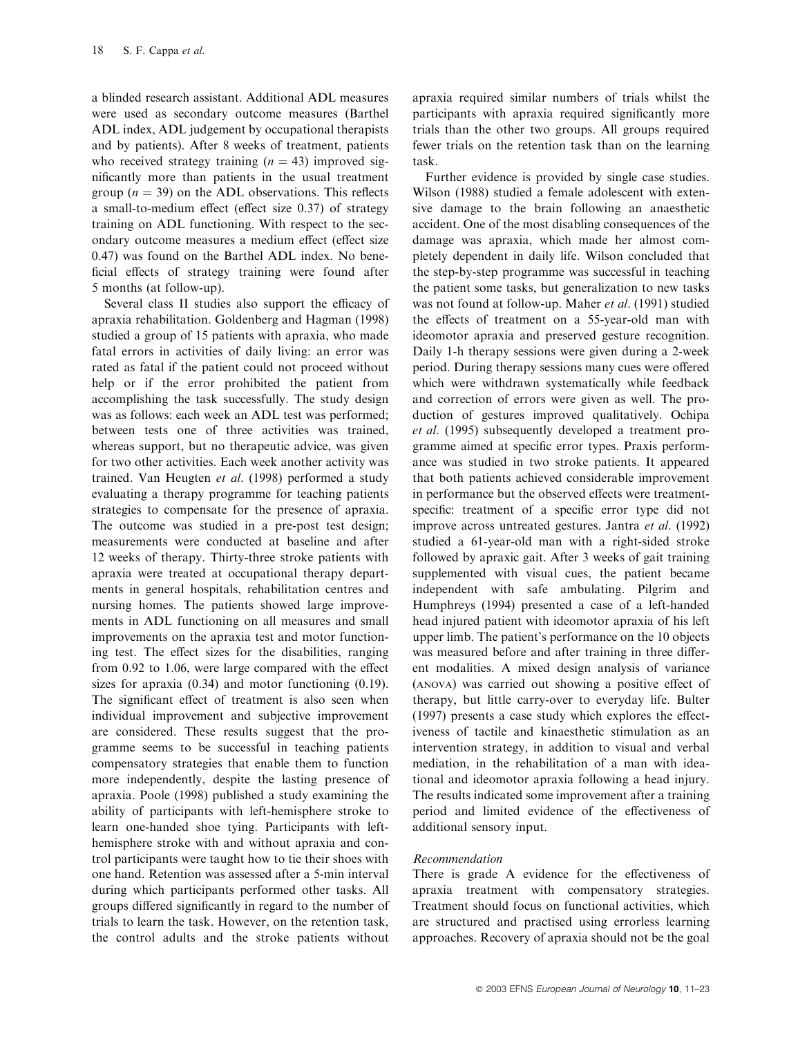a blinded research assistant. Additional ADL measures were used as secondary outcome measures (Barthel ADL index, ADL judgement by occupational therapists and by patients). After 8 weeks of treatment, patients who received strategy training ($n = 43$) improved significantly more than patients in the usual treatment group ($n = 39$) on the ADL observations. This reflects a small-to-medium effect (effect size 0.37) of strategy training on ADL functioning. With respect to the secondary outcome measures a medium effect (effect size 0.47) was found on the Barthel ADL index. No beneficial effects of strategy training were found after 5 months (at follow-up).

Several class II studies also support the efficacy of apraxia rehabilitation. Goldenberg and Hagman (1998) studied a group of 15 patients with apraxia, who made fatal errors in activities of daily living: an error was rated as fatal if the patient could not proceed without help or if the error prohibited the patient from accomplishing the task successfully. The study design was as follows: each week an ADL test was performed; between tests one of three activities was trained, whereas support, but no therapeutic advice, was given for two other activities. Each week another activity was trained. Van Heugten *et al.* (1998) performed a study evaluating a therapy programme for teaching patients strategies to compensate for the presence of apraxia. The outcome was studied in a pre-post test design; measurements were conducted at baseline and after 12 weeks of therapy. Thirty-three stroke patients with apraxia were treated at occupational therapy departments in general hospitals, rehabilitation centres and nursing homes. The patients showed large improvements in ADL functioning on all measures and small improvements on the apraxia test and motor functioning test. The effect sizes for the disabilities, ranging from 0.92 to 1.06, were large compared with the effect sizes for apraxia (0.34) and motor functioning (0.19). The significant effect of treatment is also seen when individual improvement and subjective improvement are considered. These results suggest that the programme seems to be successful in teaching patients compensatory strategies that enable them to function more independently, despite the lasting presence of apraxia. Poole (1998) published a study examining the ability of participants with left-hemisphere stroke to learn one-handed shoe tying. Participants with left-hemisphere stroke with and without apraxia and control participants were taught how to tie their shoes with one hand. Retention was assessed after a 5-min interval during which participants performed other tasks. All groups differed significantly in regard to the number of trials to learn the task. However, on the retention task, the control adults and the stroke patients without apraxia required similar numbers of trials whilst the participants with apraxia required significantly more trials than the other two groups. All groups required fewer trials on the retention task than on the learning task.

Further evidence is provided by single case studies. Wilson (1988) studied a female adolescent with extensive damage to the brain following an anaesthetic accident. One of the most disabling consequences of the damage was apraxia, which made her almost completely dependent in daily life. Wilson concluded that the step-by-step programme was successful in teaching the patient some tasks, but generalization to new tasks was not found at follow-up. Maher *et al.* (1991) studied the effects of treatment on a 55-year-old man with ideomotor apraxia and preserved gesture recognition. Daily 1-h therapy sessions were given during a 2-week period. During therapy sessions many cues were offered which were withdrawn systematically while feedback and correction of errors were given as well. The production of gestures improved qualitatively. Ochipa *et al.* (1995) subsequently developed a treatment programme aimed at specific error types. Praxis performance was studied in two stroke patients. It appeared that both patients achieved considerable improvement in performance but the observed effects were treatment-specific: treatment of a specific error type did not improve across untreated gestures. Jantra *et al.* (1992) studied a 61-year-old man with a right-sided stroke followed by apraxic gait. After 3 weeks of gait training supplemented with visual cues, the patient became independent with safe ambulating. Pilgrim and Humphreys (1994) presented a case of a left-handed head injured patient with ideomotor apraxia of his left upper limb. The patient's performance on the 10 objects was measured before and after training in three different modalities. A mixed design analysis of variance (ANOVA) was carried out showing a positive effect of therapy, but little carry-over to everyday life. Bulter (1997) presents a case study which explores the effectiveness of tactile and kinaesthetic stimulation as an intervention strategy, in addition to visual and verbal mediation, in the rehabilitation of a man with ideational and ideomotor apraxia following a head injury. The results indicated some improvement after a training period and limited evidence of the effectiveness of additional sensory input.

*Recommendation*

There is grade A evidence for the effectiveness of apraxia treatment with compensatory strategies. Treatment should focus on functional activities, which are structured and practised using errorless learning approaches. Recovery of apraxia should not be the goal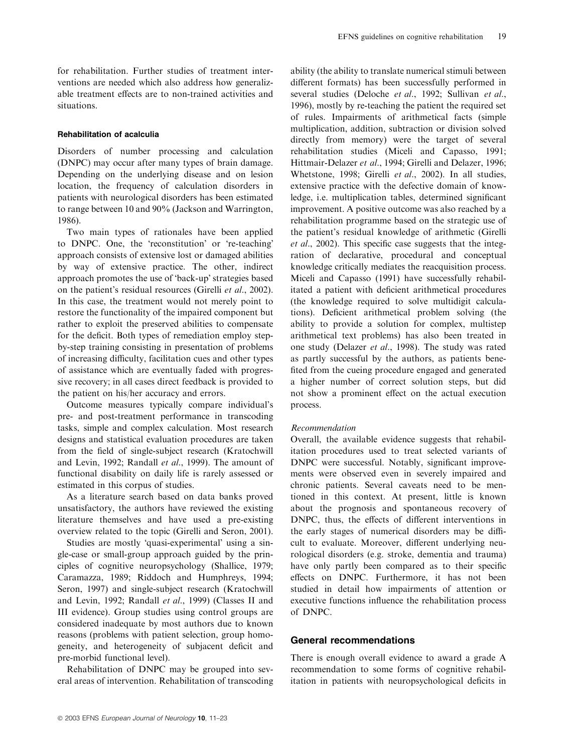for rehabilitation. Further studies of treatment interventions are needed which also address how generalizable treatment effects are to non-trained activities and situations.

### Rehabilitation of acalculia

Disorders of number processing and calculation (DNPC) may occur after many types of brain damage. Depending on the underlying disease and on lesion location, the frequency of calculation disorders in patients with neurological disorders has been estimated to range between 10 and 90% (Jackson and Warrington, 1986).

Two main types of rationales have been applied to DNPC. One, the 'reconstitution' or 're-teaching' approach consists of extensive lost or damaged abilities by way of extensive practice. The other, indirect approach promotes the use of 'back-up' strategies based on the patient's residual resources (Girelli *et al*., 2002). In this case, the treatment would not merely point to restore the functionality of the impaired component but rather to exploit the preserved abilities to compensate for the deficit. Both types of remediation employ step-by-step training consisting in presentation of problems of increasing difficulty, facilitation cues and other types of assistance which are eventually faded with progressive recovery; in all cases direct feedback is provided to the patient on his/her accuracy and errors.

Outcome measures typically compare individual's pre- and post-treatment performance in transcoding tasks, simple and complex calculation. Most research designs and statistical evaluation procedures are taken from the field of single-subject research (Kratochwill and Levin, 1992; Randall *et al*., 1999). The amount of functional disability on daily life is rarely assessed or estimated in this corpus of studies.

As a literature search based on data banks proved unsatisfactory, the authors have reviewed the existing literature themselves and have used a pre-existing overview related to the topic (Girelli and Seron, 2001).

Studies are mostly 'quasi-experimental' using a single-case or small-group approach guided by the principles of cognitive neuropsychology (Shallice, 1979; Caramazza, 1989; Riddoch and Humphreys, 1994; Seron, 1997) and single-subject research (Kratochwill and Levin, 1992; Randall *et al*., 1999) (Classes II and III evidence). Group studies using control groups are considered inadequate by most authors due to known reasons (problems with patient selection, group homogeneity, and heterogeneity of subjacent deficit and pre-morbid functional level).

Rehabilitation of DNPC may be grouped into several areas of intervention. Rehabilitation of transcoding ability (the ability to translate numerical stimuli between different formats) has been successfully performed in several studies (Deloche *et al*., 1992; Sullivan *et al*., 1996), mostly by re-teaching the patient the required set of rules. Impairments of arithmetical facts (simple multiplication, addition, subtraction or division solved directly from memory) were the target of several rehabilitation studies (Miceli and Capasso, 1991; Hittmair-Delazer *et al*., 1994; Girelli and Delazer, 1996; Whetstone, 1998; Girelli *et al*., 2002). In all studies, extensive practice with the defective domain of knowledge, i.e. multiplication tables, determined significant improvement. A positive outcome was also reached by a rehabilitation programme based on the strategic use of the patient's residual knowledge of arithmetic (Girelli *et al*., 2002). This specific case suggests that the integration of declarative, procedural and conceptual knowledge critically mediates the reacquisition process. Miceli and Capasso (1991) have successfully rehabilitated a patient with deficient arithmetical procedures (the knowledge required to solve multidigit calculations). Deficient arithmetical problem solving (the ability to provide a solution for complex, multistep arithmetical text problems) has also been treated in one study (Delazer *et al*., 1998). The study was rated as partly successful by the authors, as patients benefited from the cueing procedure engaged and generated a higher number of correct solution steps, but did not show a prominent effect on the actual execution process.

*Recommendation*

Overall, the available evidence suggests that rehabilitation procedures used to treat selected variants of DNPC were successful. Notably, significant improvements were observed even in severely impaired and chronic patients. Several caveats need to be mentioned in this context. At present, little is known about the prognosis and spontaneous recovery of DNPC, thus, the effects of different interventions in the early stages of numerical disorders may be difficult to evaluate. Moreover, different underlying neurological disorders (e.g. stroke, dementia and trauma) have only partly been compared as to their specific effects on DNPC. Furthermore, it has not been studied in detail how impairments of attention or executive functions influence the rehabilitation process of DNPC.

## General recommendations

There is enough overall evidence to award a grade A recommendation to some forms of cognitive rehabilitation in patients with neuropsychological deficits in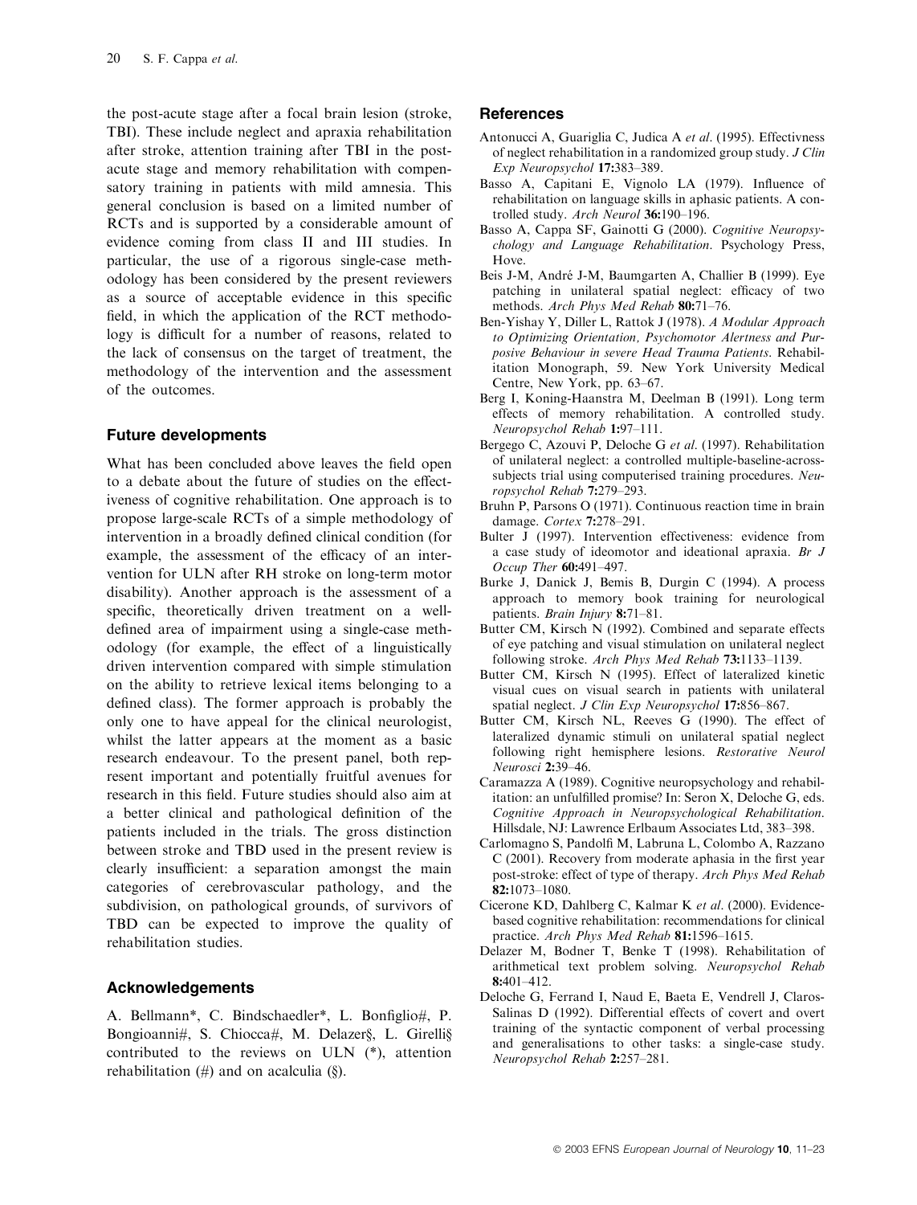the post-acute stage after a focal brain lesion (stroke, TBI). These include neglect and apraxia rehabilitation after stroke, attention training after TBI in the post-acute stage and memory rehabilitation with compensatory training in patients with mild amnesia. This general conclusion is based on a limited number of RCTs and is supported by a considerable amount of evidence coming from class II and III studies. In particular, the use of a rigorous single-case methodology has been considered by the present reviewers as a source of acceptable evidence in this specific field, in which the application of the RCT methodology is difficult for a number of reasons, related to the lack of consensus on the target of treatment, the methodology of the intervention and the assessment of the outcomes.

## Future developments

What has been concluded above leaves the field open to a debate about the future of studies on the effectiveness of cognitive rehabilitation. One approach is to propose large-scale RCTs of a simple methodology of intervention in a broadly defined clinical condition (for example, the assessment of the efficacy of an intervention for ULN after RH stroke on long-term motor disability). Another approach is the assessment of a specific, theoretically driven treatment on a well-defined area of impairment using a single-case methodology (for example, the effect of a linguistically driven intervention compared with simple stimulation on the ability to retrieve lexical items belonging to a defined class). The former approach is probably the only one to have appeal for the clinical neurologist, whilst the latter appears at the moment as a basic research endeavour. To the present panel, both represent important and potentially fruitful avenues for research in this field. Future studies should also aim at a better clinical and pathological definition of the patients included in the trials. The gross distinction between stroke and TBD used in the present review is clearly insufficient: a separation amongst the main categories of cerebrovascular pathology, and the subdivision, on pathological grounds, of survivors of TBD can be expected to improve the quality of rehabilitation studies.

## Acknowledgements

A. Bellmann*, C. Bindschaedler*, L. Bonfiglio#, P. Bongioanni#, S. Chiocca#, M. Delazer§, L. Girelli§ contributed to the reviews on ULN (*), attention rehabilitation (#) and on acalculia (§).

## References

Antonucci A, Guariglia C, Judica A *et al*. (1995). Effectivness of neglect rehabilitation in a randomized group study. *J Clin Exp Neuropsychol* **17:**383–389.

Basso A, Capitani E, Vignolo LA (1979). Influence of rehabilitation on language skills in aphasic patients. A controlled study. *Arch Neurol* **36:**190–196.

Basso A, Cappa SF, Gainotti G (2000). *Cognitive Neuropsychology and Language Rehabilitation*. Psychology Press, Hove.

Beis J-M, André J-M, Baumgarten A, Challier B (1999). Eye patching in unilateral spatial neglect: efficacy of two methods. *Arch Phys Med Rehab* **80:**71–76.

Ben-Yishay Y, Diller L, Rattok J (1978). *A Modular Approach to Optimizing Orientation, Psychomotor Alertness and Purposive Behaviour in severe Head Trauma Patients*. Rehabilitation Monograph, 59. New York University Medical Centre, New York, pp. 63–67.

Berg I, Koning-Haanstra M, Deelman B (1991). Long term effects of memory rehabilitation. A controlled study. *Neuropsychol Rehab* **1:**97–111.

Bergego C, Azouvi P, Deloche G *et al*. (1997). Rehabilitation of unilateral neglect: a controlled multiple-baseline-across-subjects trial using computerised training procedures. *Neuropsychol Rehab* **7:**279–293.

Bruhn P, Parsons O (1971). Continuous reaction time in brain damage. *Cortex* **7:**278–291.

Bulter J (1997). Intervention effectiveness: evidence from a case study of ideomotor and ideational apraxia. *Br J Occup Ther* **60:**491–497.

Burke J, Danick J, Bemis B, Durgin C (1994). A process approach to memory book training for neurological patients. *Brain Injury* **8:**71–81.

Butter CM, Kirsch N (1992). Combined and separate effects of eye patching and visual stimulation on unilateral neglect following stroke. *Arch Phys Med Rehab* **73:**1133–1139.

Butter CM, Kirsch N (1995). Effect of lateralized kinetic visual cues on visual search in patients with unilateral spatial neglect. *J Clin Exp Neuropsychol* **17:**856–867.

Butter CM, Kirsch NL, Reeves G (1990). The effect of lateralized dynamic stimuli on unilateral spatial neglect following right hemisphere lesions. *Restorative Neurol Neurosci* **2:**39–46.

Caramazza A (1989). Cognitive neuropsychology and rehabilitation: an unfulfilled promise? In: Seron X, Deloche G, eds. *Cognitive Approach in Neuropsychological Rehabilitation*. Hillsdale, NJ: Lawrence Erlbaum Associates Ltd, 383–398.

Carlomagno S, Pandolfi M, Labruna L, Colombo A, Razzano C (2001). Recovery from moderate aphasia in the first year post-stroke: effect of type of therapy. *Arch Phys Med Rehab* **82:**1073–1080.

Cicerone KD, Dahlberg C, Kalmar K *et al*. (2000). Evidence-based cognitive rehabilitation: recommendations for clinical practice. *Arch Phys Med Rehab* **81:**1596–1615.

Delazer M, Bodner T, Benke T (1998). Rehabilitation of arithmetical text problem solving. *Neuropsychol Rehab* **8:**401–412.

Deloche G, Ferrand I, Naud E, Baeta E, Vendrell J, Claros-Salinas D (1992). Differential effects of covert and overt training of the syntactic component of verbal processing and generalisations to other tasks: a single-case study. *Neuropsychol Rehab* **2:**257–281.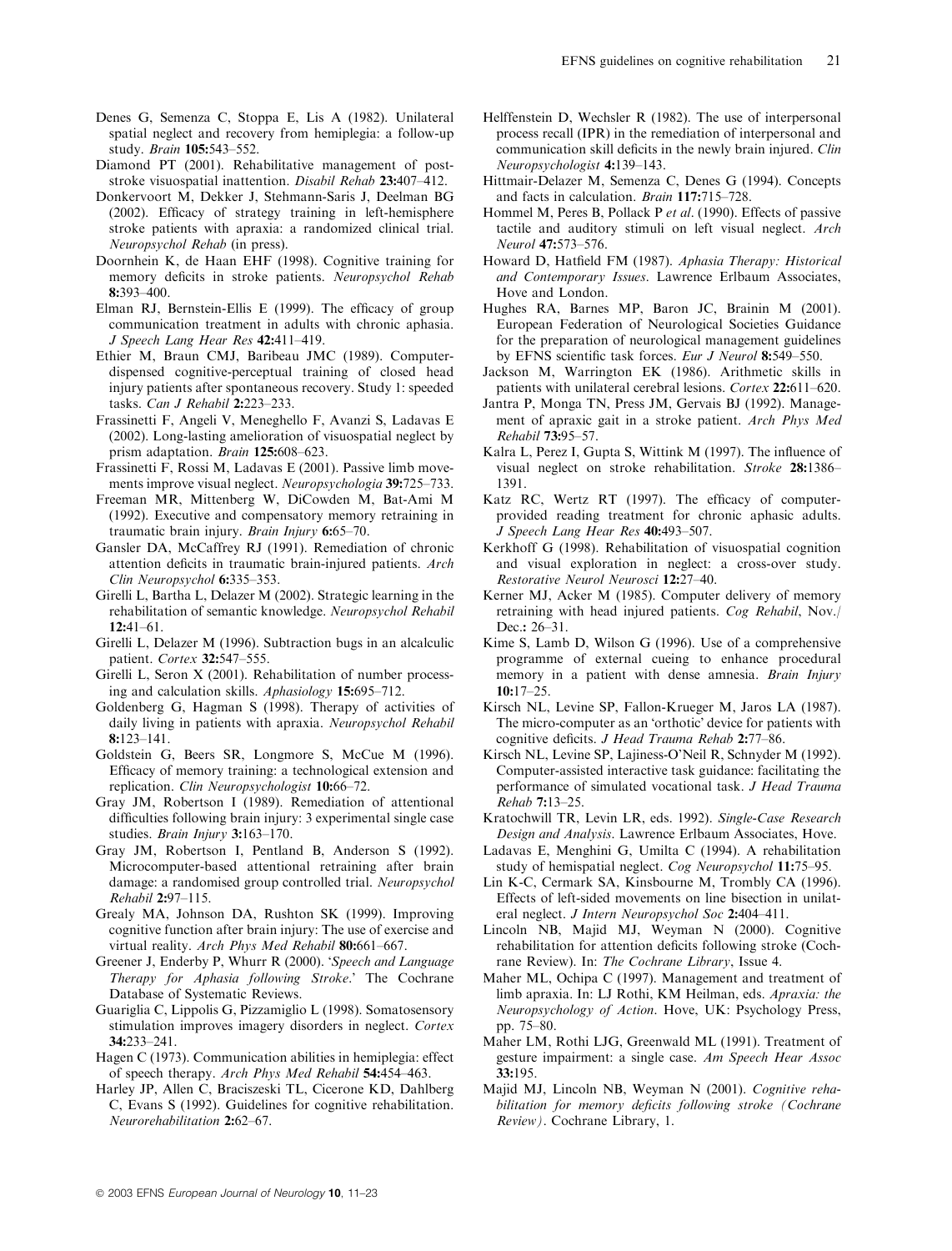Denes G, Semenza C, Stoppa E, Lis A (1982). Unilateral spatial neglect and recovery from hemiplegia: a follow-up study. *Brain* **105:**543–552.

Diamond PT (2001). Rehabilitative management of post-stroke visuospatial inattention. *Disabil Rehab* **23:**407–412.

Donkervoort M, Dekker J, Stehmann-Saris J, Deelman BG (2002). Efficacy of strategy training in left-hemisphere stroke patients with apraxia: a randomized clinical trial. *Neuropsychol Rehab* (in press).

Doornhein K, de Haan EHF (1998). Cognitive training for memory deficits in stroke patients. *Neuropsychol Rehab* **8:**393–400.

Elman RJ, Bernstein-Ellis E (1999). The efficacy of group communication treatment in adults with chronic aphasia. *J Speech Lang Hear Res* **42:**411–419.

Ethier M, Braun CMJ, Baribeau JMC (1989). Computer-dispensed cognitive-perceptual training of closed head injury patients after spontaneous recovery. Study 1: speeded tasks. *Can J Rehabil* **2:**223–233.

Frassinetti F, Angeli V, Meneghello F, Avanzi S, Ladavas E (2002). Long-lasting amelioration of visuospatial neglect by prism adaptation. *Brain* **125:**608–623.

Frassinetti F, Rossi M, Ladavas E (2001). Passive limb movements improve visual neglect. *Neuropsychologia* **39:**725–733.

Freeman MR, Mittenberg W, DiCowden M, Bat-Ami M (1992). Executive and compensatory memory retraining in traumatic brain injury. *Brain Injury* **6:**65–70.

Gansler DA, McCaffrey RJ (1991). Remediation of chronic attention deficits in traumatic brain-injured patients. *Arch Clin Neuropsychol* **6:**335–353.

Girelli L, Bartha L, Delazer M (2002). Strategic learning in the rehabilitation of semantic knowledge. *Neuropsychol Rehabil* **12:**41–61.

Girelli L, Delazer M (1996). Subtraction bugs in an alcalculic patient. *Cortex* **32:**547–555.

Girelli L, Seron X (2001). Rehabilitation of number processing and calculation skills. *Aphasiology* **15:**695–712.

Goldenberg G, Hagman S (1998). Therapy of activities of daily living in patients with apraxia. *Neuropsychol Rehabil* **8:**123–141.

Goldstein G, Beers SR, Longmore S, McCue M (1996). Efficacy of memory training: a technological extension and replication. *Clin Neuropsychologist* **10:**66–72.

Gray JM, Robertson I (1989). Remediation of attentional difficulties following brain injury: 3 experimental single case studies. *Brain Injury* **3:**163–170.

Gray JM, Robertson I, Pentland B, Anderson S (1992). Microcomputer-based attentional retraining after brain damage: a randomised group controlled trial. *Neuropsychol Rehabil* **2:**97–115.

Grealy MA, Johnson DA, Rushton SK (1999). Improving cognitive function after brain injury: The use of exercise and virtual reality. *Arch Phys Med Rehabil* **80:**661–667.

Greener J, Enderby P, Whurr R (2000). '*Speech and Language Therapy for Aphasia following Stroke*.' The Cochrane Database of Systematic Reviews.

Guariglia C, Lippolis G, Pizzamiglio L (1998). Somatosensory stimulation improves imagery disorders in neglect. *Cortex* **34:**233–241.

Hagen C (1973). Communication abilities in hemiplegia: effect of speech therapy. *Arch Phys Med Rehabil* **54:**454–463.

Harley JP, Allen C, Braciszeski TL, Cicerone KD, Dahlberg C, Evans S (1992). Guidelines for cognitive rehabilitation. *Neurorehabilitation* **2:**62–67.

Helffenstein D, Wechsler R (1982). The use of interpersonal process recall (IPR) in the remediation of interpersonal and communication skill deficits in the newly brain injured. *Clin Neuropsychologist* **4:**139–143.

Hittmair-Delazer M, Semenza C, Denes G (1994). Concepts and facts in calculation. *Brain* **117:**715–728.

Hommel M, Peres B, Pollack P *et al*. (1990). Effects of passive tactile and auditory stimuli on left visual neglect. *Arch Neurol* **47:**573–576.

Howard D, Hatfield FM (1987). *Aphasia Therapy: Historical and Contemporary Issues*. Lawrence Erlbaum Associates, Hove and London.

Hughes RA, Barnes MP, Baron JC, Brainin M (2001). European Federation of Neurological Societies Guidance for the preparation of neurological management guidelines by EFNS scientific task forces. *Eur J Neurol* **8:**549–550.

Jackson M, Warrington EK (1986). Arithmetic skills in patients with unilateral cerebral lesions. *Cortex* **22:**611–620.

Jantra P, Monga TN, Press JM, Gervais BJ (1992). Management of apraxic gait in a stroke patient. *Arch Phys Med Rehabil* **73:**95–57.

Kalra L, Perez I, Gupta S, Wittink M (1997). The influence of visual neglect on stroke rehabilitation. *Stroke* **28:**1386–1391.

Katz RC, Wertz RT (1997). The efficacy of computer-provided reading treatment for chronic aphasic adults. *J Speech Lang Hear Res* **40:**493–507.

Kerkhoff G (1998). Rehabilitation of visuospatial cognition and visual exploration in neglect: a cross-over study. *Restorative Neurol Neurosci* **12:**27–40.

Kerner MJ, Acker M (1985). Computer delivery of memory retraining with head injured patients. *Cog Rehabil*, Nov./Dec.**:** 26–31.

Kime S, Lamb D, Wilson G (1996). Use of a comprehensive programme of external cueing to enhance procedural memory in a patient with dense amnesia. *Brain Injury* **10:**17–25.

Kirsch NL, Levine SP, Fallon-Krueger M, Jaros LA (1987). The micro-computer as an 'orthotic' device for patients with cognitive deficits. *J Head Trauma Rehab* **2:**77–86.

Kirsch NL, Levine SP, Lajiness-O'Neil R, Schnyder M (1992). Computer-assisted interactive task guidance: facilitating the performance of simulated vocational task. *J Head Trauma Rehab* **7:**13–25.

Kratochwill TR, Levin LR, eds. 1992). *Single-Case Research Design and Analysis*. Lawrence Erlbaum Associates, Hove.

Ladavas E, Menghini G, Umilta C (1994). A rehabilitation study of hemispatial neglect. *Cog Neuropsychol* **11:**75–95.

Lin K-C, Cermark SA, Kinsbourne M, Trombly CA (1996). Effects of left-sided movements on line bisection in unilateral neglect. *J Intern Neuropsychol Soc* **2:**404–411.

Lincoln NB, Majid MJ, Weyman N (2000). Cognitive rehabilitation for attention deficits following stroke (Cochrane Review). In: *The Cochrane Library*, Issue 4.

Maher ML, Ochipa C (1997). Management and treatment of limb apraxia. In: LJ Rothi, KM Heilman, eds. *Apraxia: the Neuropsychology of Action*. Hove, UK: Psychology Press, pp. 75–80.

Maher LM, Rothi LJG, Greenwald ML (1991). Treatment of gesture impairment: a single case. *Am Speech Hear Assoc* **33:**195.

Majid MJ, Lincoln NB, Weyman N (2001). *Cognitive rehabilitation for memory deficits following stroke (Cochrane Review)*. Cochrane Library, 1.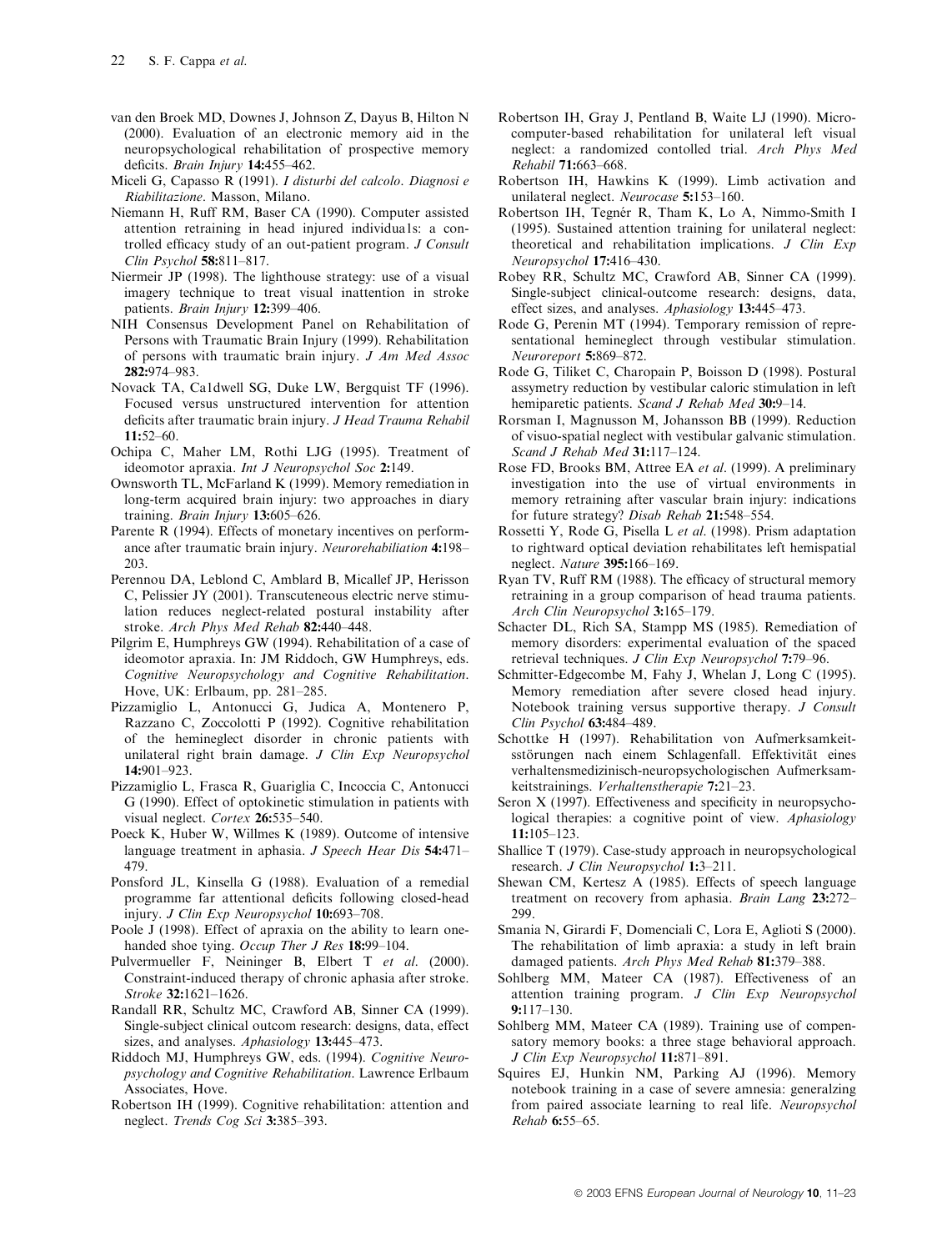van den Broek MD, Downes J, Johnson Z, Dayus B, Hilton N (2000). Evaluation of an electronic memory aid in the neuropsychological rehabilitation of prospective memory deficits. *Brain Injury* **14:**455–462.

Miceli G, Capasso R (1991). *I disturbi del calcolo. Diagnosi e Riabilitazione*. Masson, Milano.

Niemann H, Ruff RM, Baser CA (1990). Computer assisted attention retraining in head injured individua1s: a controlled efficacy study of an out-patient program. *J Consult Clin Psychol* **58:**811–817.

Niermeir JP (1998). The lighthouse strategy: use of a visual imagery technique to treat visual inattention in stroke patients. *Brain Injury* **12:**399–406.

NIH Consensus Development Panel on Rehabilitation of Persons with Traumatic Brain Injury (1999). Rehabilitation of persons with traumatic brain injury. *J Am Med Assoc* **282:**974–983.

Novack TA, Ca1dwell SG, Duke LW, Bergquist TF (1996). Focused versus unstructured intervention for attention deficits after traumatic brain injury. *J Head Trauma Rehabil* **11:**52–60.

Ochipa C, Maher LM, Rothi LJG (1995). Treatment of ideomotor apraxia. *Int J Neuropsychol Soc* **2:**149.

Ownsworth TL, McFarland K (1999). Memory remediation in long-term acquired brain injury: two approaches in diary training. *Brain Injury* **13:**605–626.

Parente R (1994). Effects of monetary incentives on performance after traumatic brain injury. *Neurorehabiliation* **4:**198–203.

Perennou DA, Leblond C, Amblard B, Micallef JP, Herisson C, Pelissier JY (2001). Transcuteneous electric nerve stimulation reduces neglect-related postural instability after stroke. *Arch Phys Med Rehab* **82:**440–448.

Pilgrim E, Humphreys GW (1994). Rehabilitation of a case of ideomotor apraxia. In: JM Riddoch, GW Humphreys, eds. *Cognitive Neuropsychology and Cognitive Rehabilitation*. Hove, UK: Erlbaum, pp. 281–285.

Pizzamiglio L, Antonucci G, Judica A, Montenero P, Razzano C, Zoccolotti P (1992). Cognitive rehabilitation of the hemineglect disorder in chronic patients with unilateral right brain damage. *J Clin Exp Neuropsychol* **14:**901–923.

Pizzamiglio L, Frasca R, Guariglia C, Incoccia C, Antonucci G (1990). Effect of optokinetic stimulation in patients with visual neglect. *Cortex* **26:**535–540.

Poeck K, Huber W, Willmes K (1989). Outcome of intensive language treatment in aphasia. *J Speech Hear Dis* **54:**471–479.

Ponsford JL, Kinsella G (1988). Evaluation of a remedial programme far attentional deficits following closed-head injury. *J Clin Exp Neuropsychol* **10:**693–708.

Poole J (1998). Effect of apraxia on the ability to learn one-handed shoe tying. *Occup Ther J Res* **18:**99–104.

Pulvermueller F, Neininger B, Elbert T *et al*. (2000). Constraint-induced therapy of chronic aphasia after stroke. *Stroke* **32:**1621–1626.

Randall RR, Schultz MC, Crawford AB, Sinner CA (1999). Single-subject clinical outcom research: designs, data, effect sizes, and analyses. *Aphasiology* **13:**445–473.

Riddoch MJ, Humphreys GW, eds. (1994). *Cognitive Neuropsychology and Cognitive Rehabilitation*. Lawrence Erlbaum Associates, Hove.

Robertson IH (1999). Cognitive rehabilitation: attention and neglect. *Trends Cog Sci* **3:**385–393.

Robertson IH, Gray J, Pentland B, Waite LJ (1990). Microcomputer-based rehabilitation for unilateral left visual neglect: a randomized contolled trial. *Arch Phys Med Rehabil* **71:**663–668.

Robertson IH, Hawkins K (1999). Limb activation and unilateral neglect. *Neurocase* **5:**153–160.

Robertson IH, Tegnér R, Tham K, Lo A, Nimmo-Smith I (1995). Sustained attention training for unilateral neglect: theoretical and rehabilitation implications. *J Clin Exp Neuropsychol* **17:**416–430.

Robey RR, Schultz MC, Crawford AB, Sinner CA (1999). Single-subject clinical-outcome research: designs, data, effect sizes, and analyses. *Aphasiology* **13:**445–473.

Rode G, Perenin MT (1994). Temporary remission of representational hemineglect through vestibular stimulation. *Neuroreport* **5:**869–872.

Rode G, Tiliket C, Charopain P, Boisson D (1998). Postural assymetry reduction by vestibular caloric stimulation in left hemiparetic patients. *Scand J Rehab Med* **30:**9–14.

Rorsman I, Magnusson M, Johansson BB (1999). Reduction of visuo-spatial neglect with vestibular galvanic stimulation. *Scand J Rehab Med* **31:**117–124.

Rose FD, Brooks BM, Attree EA *et al*. (1999). A preliminary investigation into the use of virtual environments in memory retraining after vascular brain injury: indications for future strategy? *Disab Rehab* **21:**548–554.

Rossetti Y, Rode G, Pisella L *et al*. (1998). Prism adaptation to rightward optical deviation rehabilitates left hemispatial neglect. *Nature* **395:**166–169.

Ryan TV, Ruff RM (1988). The efficacy of structural memory retraining in a group comparison of head trauma patients. *Arch Clin Neuropsychol* **3:**165–179.

Schacter DL, Rich SA, Stampp MS (1985). Remediation of memory disorders: experimental evaluation of the spaced retrieval techniques. *J Clin Exp Neuropsychol* **7:**79–96.

Schmitter-Edgecombe M, Fahy J, Whelan J, Long C (1995). Memory remediation after severe closed head injury. Notebook training versus supportive therapy. *J Consult Clin Psychol* **63:**484–489.

Schottke H (1997). Rehabilitation von Aufmerksamkeitsstörungen nach einem Schlagenfall. Effektivität eines verhaltensmedizinisch-neuropsychologischen Aufmerksamkeitstrainings. *Verhaltenstherapie* **7:**21–23.

Seron X (1997). Effectiveness and specificity in neuropsychological therapies: a cognitive point of view. *Aphasiology* **11:**105–123.

Shallice T (1979). Case-study approach in neuropsychological research. *J Clin Neuropsychol* **1:**3–211.

Shewan CM, Kertesz A (1985). Effects of speech language treatment on recovery from aphasia. *Brain Lang* **23:**272–299.

Smania N, Girardi F, Domenciali C, Lora E, Aglioti S (2000). The rehabilitation of limb apraxia: a study in left brain damaged patients. *Arch Phys Med Rehab* **81:**379–388.

Sohlberg MM, Mateer CA (1987). Effectiveness of an attention training program. *J Clin Exp Neuropsychol* **9:**117–130.

Sohlberg MM, Mateer CA (1989). Training use of compensatory memory books: a three stage behavioral approach. *J Clin Exp Neuropsychol* **11:**871–891.

Squires EJ, Hunkin NM, Parking AJ (1996). Memory notebook training in a case of severe amnesia: generalzing from paired associate learning to real life. *Neuropsychol Rehab* **6:**55–65.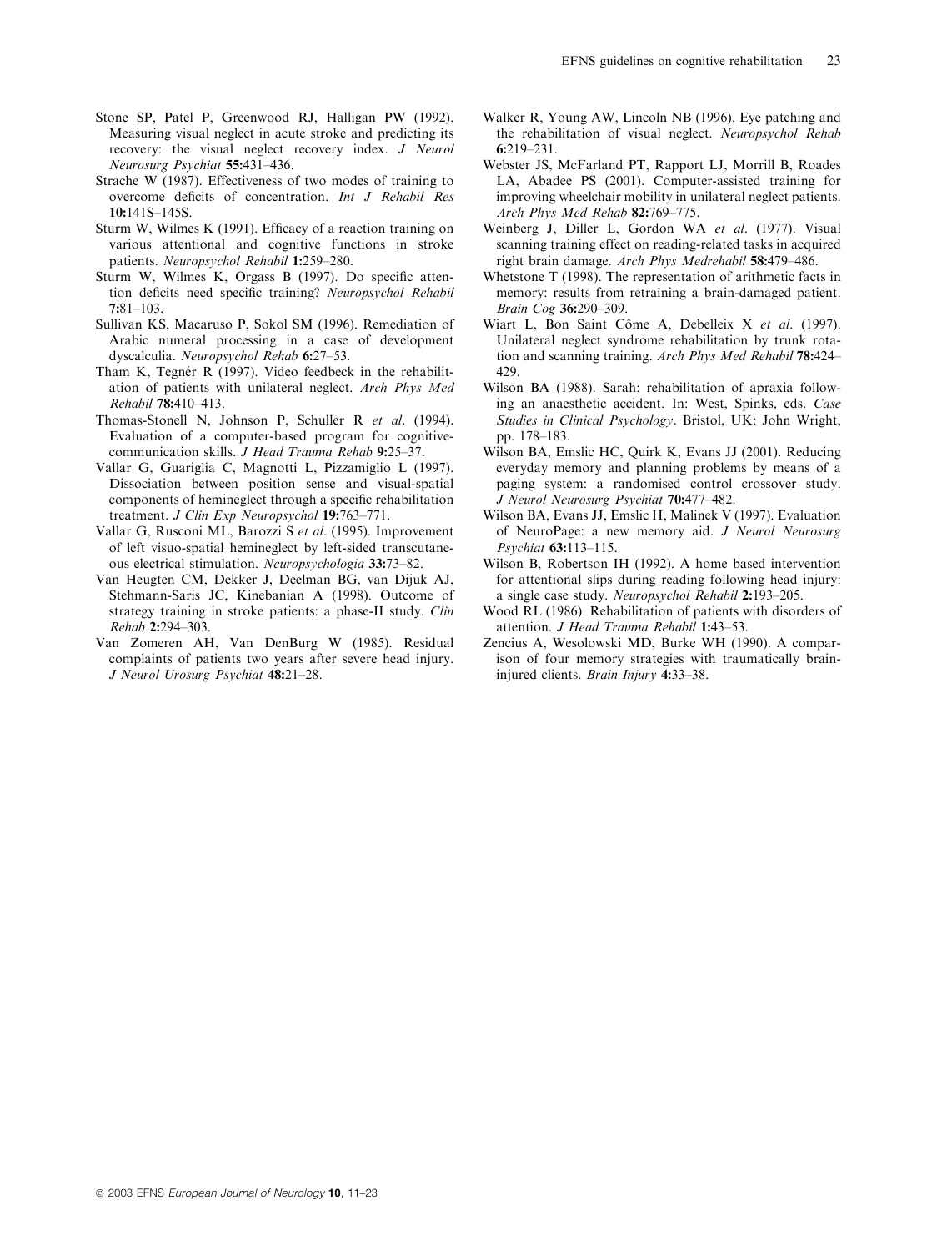Stone SP, Patel P, Greenwood RJ, Halligan PW (1992). Measuring visual neglect in acute stroke and predicting its recovery: the visual neglect recovery index. *J Neurol Neurosurg Psychiat* **55:**431–436.

Strache W (1987). Effectiveness of two modes of training to overcome deficits of concentration. *Int J Rehabil Res* **10:**141S–145S.

Sturm W, Wilmes K (1991). Efficacy of a reaction training on various attentional and cognitive functions in stroke patients. *Neuropsychol Rehabil* **1:**259–280.

Sturm W, Wilmes K, Orgass B (1997). Do specific attention deficits need specific training? *Neuropsychol Rehabil* **7:**81–103.

Sullivan KS, Macaruso P, Sokol SM (1996). Remediation of Arabic numeral processing in a case of development dyscalculia. *Neuropsychol Rehab* **6:**27–53.

Tham K, Tegnér R (1997). Video feedbeck in the rehabilitation of patients with unilateral neglect. *Arch Phys Med Rehabil* **78:**410–413.

Thomas-Stonell N, Johnson P, Schuller R *et al*. (1994). Evaluation of a computer-based program for cognitive-communication skills. *J Head Trauma Rehab* **9:**25–37.

Vallar G, Guariglia C, Magnotti L, Pizzamiglio L (1997). Dissociation between position sense and visual-spatial components of hemineglect through a specific rehabilitation treatment. *J Clin Exp Neuropsychol* **19:**763–771.

Vallar G, Rusconi ML, Barozzi S *et al*. (1995). Improvement of left visuo-spatial hemineglect by left-sided transcutaneous electrical stimulation. *Neuropsychologia* **33:**73–82.

Van Heugten CM, Dekker J, Deelman BG, van Dijuk AJ, Stehmann-Saris JC, Kinebanian A (1998). Outcome of strategy training in stroke patients: a phase-II study. *Clin Rehab* **2:**294–303.

Van Zomeren AH, Van DenBurg W (1985). Residual complaints of patients two years after severe head injury. *J Neurol Urosurg Psychiat* **48:**21–28.

Walker R, Young AW, Lincoln NB (1996). Eye patching and the rehabilitation of visual neglect. *Neuropsychol Rehab* **6:**219–231.

Webster JS, McFarland PT, Rapport LJ, Morrill B, Roades LA, Abadee PS (2001). Computer-assisted training for improving wheelchair mobility in unilateral neglect patients. *Arch Phys Med Rehab* **82:**769–775.

Weinberg J, Diller L, Gordon WA *et al*. (1977). Visual scanning training effect on reading-related tasks in acquired right brain damage. *Arch Phys Medrehabil* **58:**479–486.

Whetstone T (1998). The representation of arithmetic facts in memory: results from retraining a brain-damaged patient. *Brain Cog* **36:**290–309.

Wiart L, Bon Saint Côme A, Debelleix X *et al*. (1997). Unilateral neglect syndrome rehabilitation by trunk rotation and scanning training. *Arch Phys Med Rehabil* **78:**424–429.

Wilson BA (1988). Sarah: rehabilitation of apraxia following an anaesthetic accident. In: West, Spinks, eds. *Case Studies in Clinical Psychology*. Bristol, UK: John Wright, pp. 178–183.

Wilson BA, Emslic HC, Quirk K, Evans JJ (2001). Reducing everyday memory and planning problems by means of a paging system: a randomised control crossover study. *J Neurol Neurosurg Psychiat* **70:**477–482.

Wilson BA, Evans JJ, Emslic H, Malinek V (1997). Evaluation of NeuroPage: a new memory aid. *J Neurol Neurosurg Psychiat* **63:**113–115.

Wilson B, Robertson IH (1992). A home based intervention for attentional slips during reading following head injury: a single case study. *Neuropsychol Rehabil* **2:**193–205.

Wood RL (1986). Rehabilitation of patients with disorders of attention. *J Head Trauma Rehabil* **1:**43–53.

Zencius A, Wesolowski MD, Burke WH (1990). A comparison of four memory strategies with traumatically brain-injured clients. *Brain Injury* **4:**33–38.